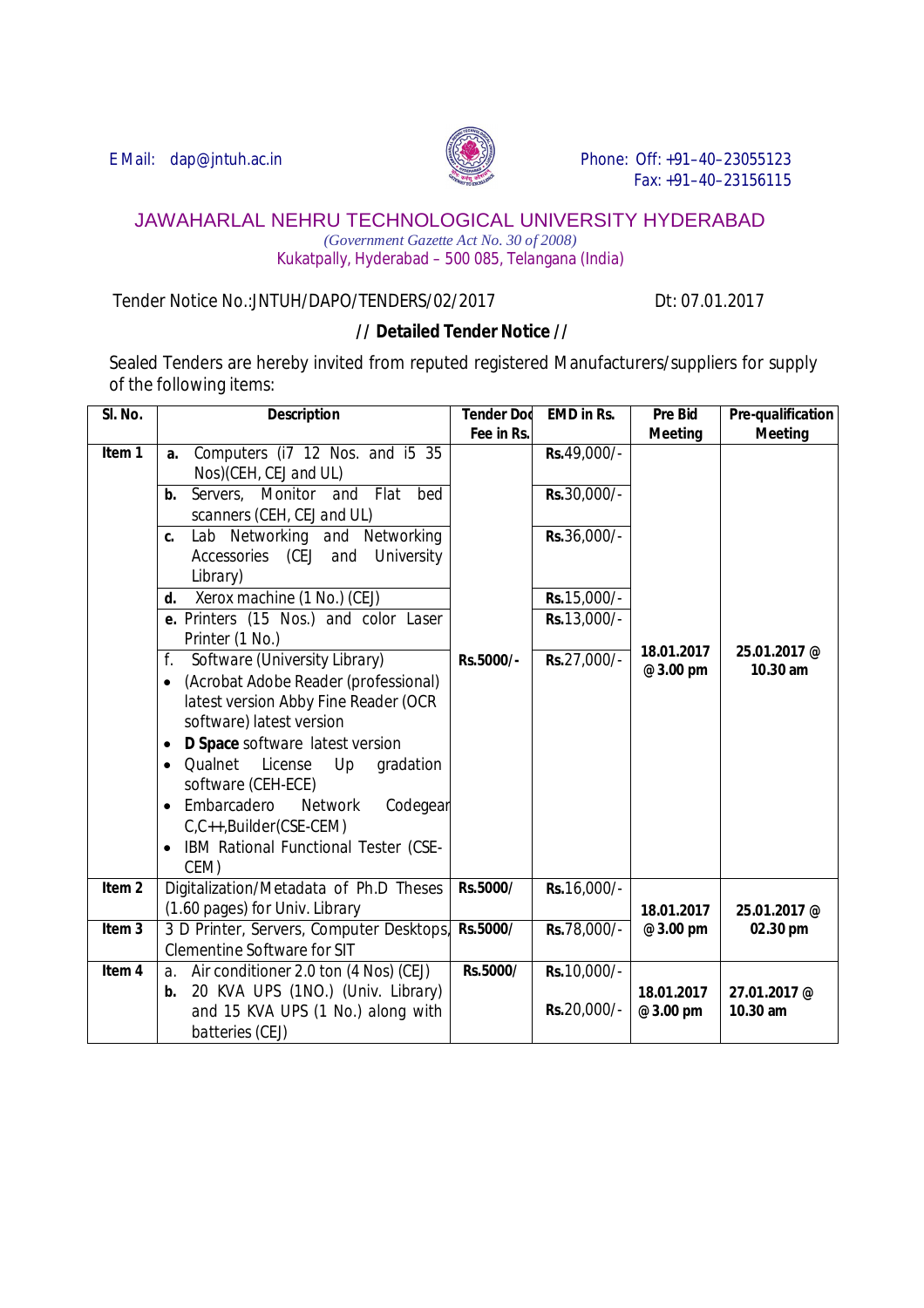E Mail: dap@jntuh.ac.in

Phone: Off: +91–40–23055123
Fax: +91–40–23156115

# JAWAHARLAL NEHRU TECHNOLOGICAL UNIVERSITY HYDERABAD

*(Government Gazette Act No. 30 of 2008)*

Kukatpally, Hyderabad – 500 085, Telangana (India)

Tender Notice No.:JNTUH/DAPO/TENDERS/02/2017 Dt: 07.01.2017

## // Detailed Tender Notice //

Sealed Tenders are hereby invited from reputed registered Manufacturers/suppliers for supply of the following items:

| Sl. No. | Description | Tender Doc Fee in Rs. | EMD in Rs. | Pre Bid Meeting | Pre-qualification Meeting |
|---|---|---|---|---|---|
| Item 1 | **a.** Computers (i7 12 Nos. and i5 35 Nos)(CEH, CEJ and UL) | Rs.5000/- | **Rs.**49,000/- | 18.01.2017 @ 3.00 pm | 25.01.2017 @ 10.30 am |
| | **b.** Servers, Monitor and Flat bed scanners (CEH, CEJ and UL) | | **Rs.**30,000/- | | |
| | **c.** Lab Networking and Networking Accessories (CEJ and University Library) | | **Rs.**36,000/- | | |
| | **d.** Xerox machine (1 No.) (CEJ) | | **Rs.**15,000/- | | |
| | **e.** Printers (15 Nos.) and color Laser Printer (1 No.) | | **Rs.**13,000/- | | |
| | f. Software (University Library)<br>• (Acrobat Adobe Reader (professional) latest version Abby Fine Reader (OCR software) latest version<br>• **D Space** software latest version<br>• Qualnet License Up gradation software (CEH-ECE)<br>• Embarcadero Network Codegear C,C++,Builder(CSE-CEM)<br>• IBM Rational Functional Tester (CSE-CEM) | | **Rs.**27,000/- | | |
| Item 2 | Digitalization/Metadata of Ph.D Theses (1.60 pages) for Univ. Library | Rs.5000/ | **Rs.**16,000/- | 18.01.2017 @ 3.00 pm | 25.01.2017 @ 02.30 pm |
| Item 3 | 3 D Printer, Servers, Computer Desktops, Clementine Software for SIT | Rs.5000/ | **Rs.**78,000/- | | |
| Item 4 | a. Air conditioner 2.0 ton (4 Nos) (CEJ) | Rs.5000/ | **Rs.**10,000/- | 18.01.2017 @ 3.00 pm | 27.01.2017 @ 10.30 am |
| | **b.** 20 KVA UPS (1NO.) (Univ. Library) and 15 KVA UPS (1 No.) along with batteries (CEJ) | | **Rs.**20,000/- | | |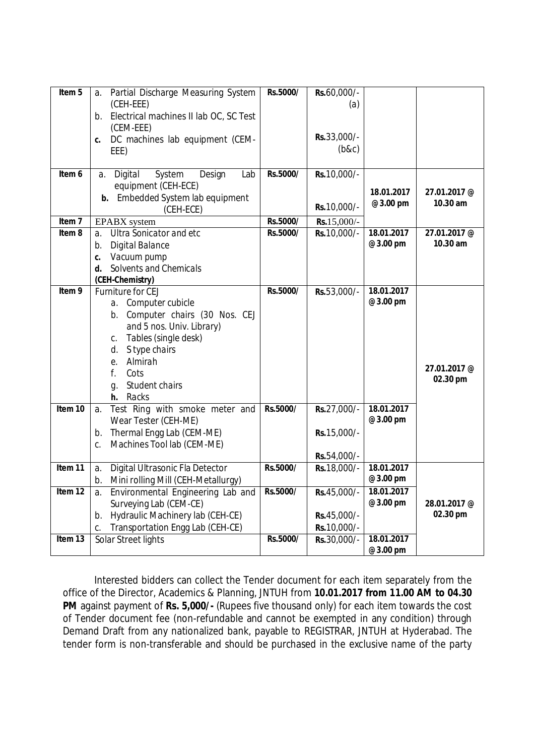| Item 5 | a. Partial Discharge Measuring System (CEH-EEE)<br>b. Electrical machines II lab OC, SC Test (CEM-EEE)<br>**c.** DC machines lab equipment (CEM-EEE) | **Rs.**5000/ | **Rs.**60,000/- (a)<br><br>**Rs.**33,000/- (b&c) | | |
|---|---|---|---|---|---|
| **Item 6** | a. Digital System Design Lab equipment (CEH-ECE)<br>**b.** Embedded System lab equipment (CEH-ECE) | **Rs.5000/** | **Rs.**10,000/-<br><br>**Rs.**10,000/- | **18.01.2017 @ 3.00 pm** | **27.01.2017 @ 10.30 am** |
| **Item 7** | EPABX system | **Rs.5000/** | **Rs.**15,000/- | | |
| **Item 8** | a. Ultra Sonicator and etc<br>b. Digital Balance<br>**c.** Vacuum pump<br>**d.** Solvents and Chemicals<br>**(CEH-Chemistry)** | **Rs.5000/** | **Rs.**10,000/- | **18.01.2017 @ 3.00 pm** | **27.01.2017 @ 10.30 am** |
| **Item 9** | Furniture for CEJ<br>a. Computer cubicle<br>b. Computer chairs (30 Nos. CEJ and 5 nos. Univ. Library)<br>c. Tables (single desk)<br>d. S type chairs<br>e. Almirah<br>f. Cots<br>g. Student chairs<br>**h.** Racks | **Rs.5000/** | **Rs.**53,000/- | **18.01.2017 @ 3.00 pm** | **27.01.2017 @ 02.30 pm** |
| **Item 10** | a. Test Ring with smoke meter and Wear Tester (CEH-ME)<br>b. Thermal Engg Lab (CEM-ME)<br>c. Machines Tool lab (CEM-ME) | **Rs.5000/** | **Rs.**27,000/-<br>**Rs.**15,000/-<br>**Rs.**54,000/- | **18.01.2017 @ 3.00 pm** | |
| **Item 11** | a. Digital Ultrasonic Fla Detector<br>b. Mini rolling Mill (CEH-Metallurgy) | **Rs.5000/** | **Rs.**18,000/- | **18.01.2017 @ 3.00 pm** | **28.01.2017 @ 02.30 pm** |
| **Item 12** | a. Environmental Engineering Lab and Surveying Lab (CEM-CE)<br>b. Hydraulic Machinery lab (CEH-CE)<br>c. Transportation Engg Lab (CEH-CE) | **Rs.5000/** | **Rs.**45,000/-<br>**Rs.**45,000/-<br>**Rs.**10,000/- | **18.01.2017 @ 3.00 pm** | |
| **Item 13** | Solar Street lights | **Rs.5000/** | **Rs.**30,000/- | **18.01.2017 @ 3.00 pm** | |

Interested bidders can collect the Tender document for each item separately from the office of the Director, Academics & Planning, JNTUH from **10.01.2017 from 11.00 AM to 04.30 PM** against payment of **Rs. 5,000/-** (Rupees five thousand only) for each item towards the cost of Tender document fee (non-refundable and cannot be exempted in any condition) through Demand Draft from any nationalized bank, payable to REGISTRAR, JNTUH at Hyderabad. The tender form is non-transferable and should be purchased in the exclusive name of the party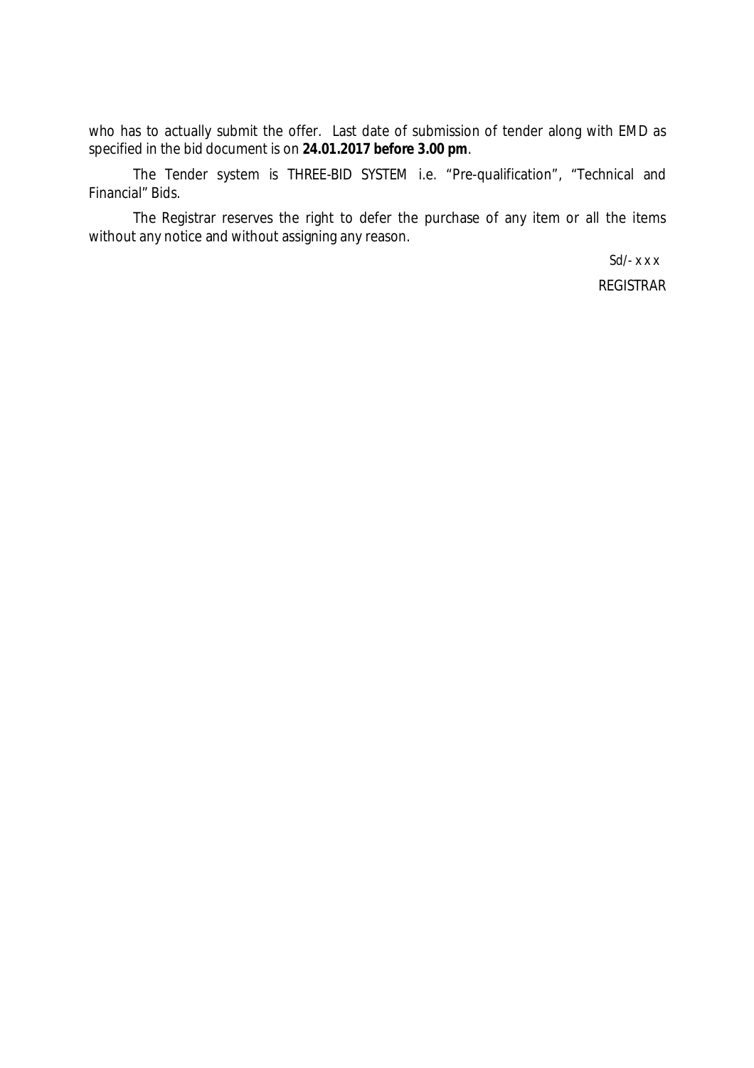who has to actually submit the offer. Last date of submission of tender along with EMD as specified in the bid document is on **24.01.2017 before 3.00 pm**.

The Tender system is THREE-BID SYSTEM i.e. "Pre-qualification", "Technical and Financial" Bids.

The Registrar reserves the right to defer the purchase of any item or all the items without any notice and without assigning any reason.

Sd/- x x x

REGISTRAR